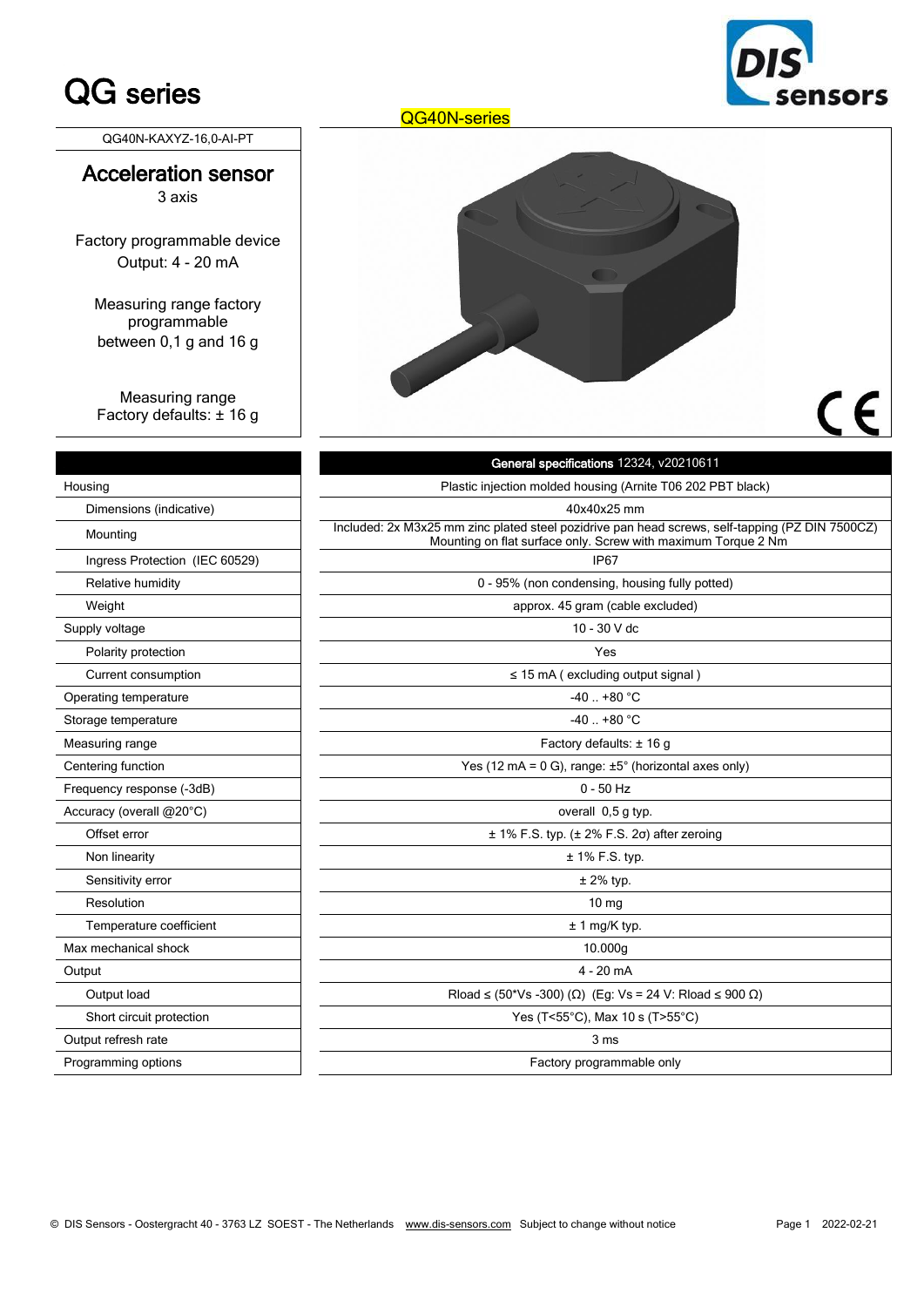# QG series

QG40N-series

QG40N-KAXYZ-16,0-AI-PT

## Acceleration sensor

3 axis

Factory programmable device
Output: 4 - 20 mA

Measuring range factory programmable
between 0,1 g and 16 g

Measuring range
Factory defaults: ± 16 g

| | **General specifications** 12324, v20210611 |
|---|---|
| Housing | Plastic injection molded housing (Arnite T06 202 PBT black) |
| Dimensions (indicative) | 40x40x25 mm |
| Mounting | Included: 2x M3x25 mm zinc plated steel pozidrive pan head screws, self-tapping (PZ DIN 7500CZ) Mounting on flat surface only. Screw with maximum Torque 2 Nm |
| Ingress Protection (IEC 60529) | IP67 |
| Relative humidity | 0 - 95% (non condensing, housing fully potted) |
| Weight | approx. 45 gram (cable excluded) |
| Supply voltage | 10 - 30 V dc |
| Polarity protection | Yes |
| Current consumption | ≤ 15 mA ( excluding output signal ) |
| Operating temperature | -40 .. +80 °C |
| Storage temperature | -40 .. +80 °C |
| Measuring range | Factory defaults: ± 16 g |
| Centering function | Yes (12 mA = 0 G), range: ±5° (horizontal axes only) |
| Frequency response (-3dB) | 0 - 50 Hz |
| Accuracy (overall @20°C) | overall 0,5 g typ. |
| Offset error | ± 1% F.S. typ. (± 2% F.S. 2σ) after zeroing |
| Non linearity | ± 1% F.S. typ. |
| Sensitivity error | ± 2% typ. |
| Resolution | 10 mg |
| Temperature coefficient | ± 1 mg/K typ. |
| Max mechanical shock | 10.000g |
| Output | 4 - 20 mA |
| Output load | Rload ≤ (50*Vs -300) (Ω) (Eg: Vs = 24 V: Rload ≤ 900 Ω) |
| Short circuit protection | Yes (T<55°C), Max 10 s (T>55°C) |
| Output refresh rate | 3 ms |
| Programming options | Factory programmable only |

© DIS Sensors - Oostergracht 40 - 3763 LZ SOEST - The Netherlands www.dis-sensors.com Subject to change without notice 2022-02-21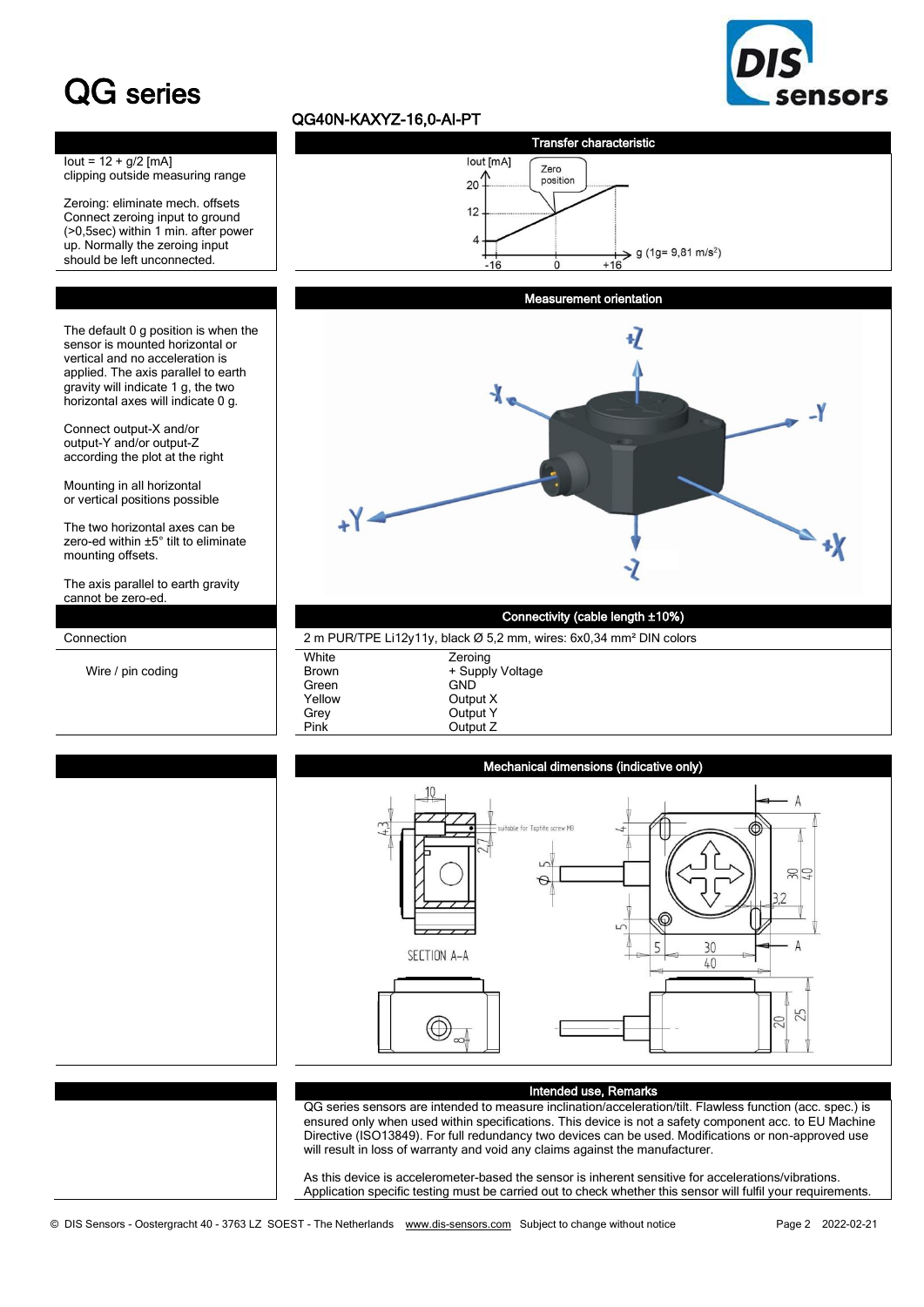# QG series

## QG40N-KAXYZ-16,0-AI-PT

### Transfer characteristic

Iout = 12 + g/2 [mA]
clipping outside measuring range

Zeroing: eliminate mech. offsets
Connect zeroing input to ground (>0,5sec) within 1 min. after power up. Normally the zeroing input should be left unconnected.

Iout [mA]
Zero position
20
12
4
-16
0
+16
g (1g= 9,81 m/s²)

### Measurement orientation

The default 0 g position is when the sensor is mounted horizontal or vertical and no acceleration is applied. The axis parallel to earth gravity will indicate 1 g, the two horizontal axes will indicate 0 g.

Connect output-X and/or output-Y and/or output-Z according the plot at the right

Mounting in all horizontal or vertical positions possible

The two horizontal axes can be zero-ed within ±5° tilt to eliminate mounting offsets.

The axis parallel to earth gravity cannot be zero-ed.

+Z
-X
-Y
+Y
+X
-Z

### Connectivity (cable length ±10%)

Connection: 2 m PUR/TPE Li12y11y, black Ø 5,2 mm, wires: 6x0,34 mm² DIN colors

Wire / pin coding:

| | |
|---|---|
| White | Zeroing |
| Brown | + Supply Voltage |
| Green | GND |
| Yellow | Output X |
| Grey | Output Y |
| Pink | Output Z |

### Mechanical dimensions (indicative only)

10
4,3
2,7
suitable for Toptite screw M8
SECTION A-A
4
ø 5
5
3,2
30
40
5
30
40
A
A
8
20
25

### Intended use, Remarks

QG series sensors are intended to measure inclination/acceleration/tilt. Flawless function (acc. spec.) is ensured only when used within specifications. This device is not a safety component acc. to EU Machine Directive (ISO13849). For full redundancy two devices can be used. Modifications or non-approved use will result in loss of warranty and void any claims against the manufacturer.

As this device is accelerometer-based the sensor is inherent sensitive for accelerations/vibrations. Application specific testing must be carried out to check whether this sensor will fulfil your requirements.

© DIS Sensors - Oostergracht 40 - 3763 LZ SOEST - The Netherlands www.dis-sensors.com Subject to change without notice 2022-02-21